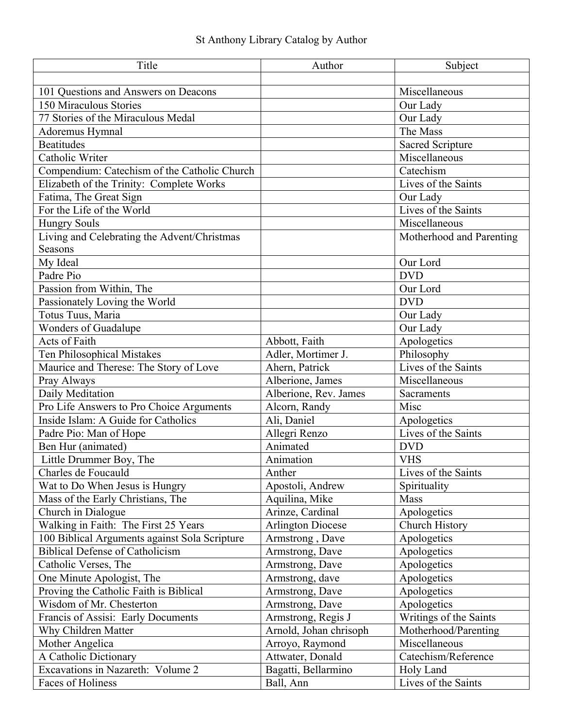# St Anthony Library Catalog by Author

| Title | Author | Subject |
|---|---|---|
| | | |
| 101 Questions and Answers on Deacons | | Miscellaneous |
| 150 Miraculous Stories | | Our Lady |
| 77 Stories of the Miraculous Medal | | Our Lady |
| Adoremus Hymnal | | The Mass |
| Beatitudes | | Sacred Scripture |
| Catholic Writer | | Miscellaneous |
| Compendium: Catechism of the Catholic Church | | Catechism |
| Elizabeth of the Trinity: Complete Works | | Lives of the Saints |
| Fatima, The Great Sign | | Our Lady |
| For the Life of the World | | Lives of the Saints |
| Hungry Souls | | Miscellaneous |
| Living and Celebrating the Advent/Christmas Seasons | | Motherhood and Parenting |
| My Ideal | | Our Lord |
| Padre Pio | | DVD |
| Passion from Within, The | | Our Lord |
| Passionately Loving the World | | DVD |
| Totus Tuus, Maria | | Our Lady |
| Wonders of Guadalupe | | Our Lady |
| Acts of Faith | Abbott, Faith | Apologetics |
| Ten Philosophical Mistakes | Adler, Mortimer J. | Philosophy |
| Maurice and Therese: The Story of Love | Ahern, Patrick | Lives of the Saints |
| Pray Always | Alberione, James | Miscellaneous |
| Daily Meditation | Alberione, Rev. James | Sacraments |
| Pro Life Answers to Pro Choice Arguments | Alcorn, Randy | Misc |
| Inside Islam: A Guide for Catholics | Ali, Daniel | Apologetics |
| Padre Pio: Man of Hope | Allegri Renzo | Lives of the Saints |
| Ben Hur (animated) | Animated | DVD |
| Little Drummer Boy, The | Animation | VHS |
| Charles de Foucauld | Anther | Lives of the Saints |
| Wat to Do When Jesus is Hungry | Apostoli, Andrew | Spirituality |
| Mass of the Early Christians, The | Aquilina, Mike | Mass |
| Church in Dialogue | Arinze, Cardinal | Apologetics |
| Walking in Faith: The First 25 Years | Arlington Diocese | Church History |
| 100 Biblical Arguments against Sola Scripture | Armstrong , Dave | Apologetics |
| Biblical Defense of Catholicism | Armstrong, Dave | Apologetics |
| Catholic Verses, The | Armstrong, Dave | Apologetics |
| One Minute Apologist, The | Armstrong, dave | Apologetics |
| Proving the Catholic Faith is Biblical | Armstrong, Dave | Apologetics |
| Wisdom of Mr. Chesterton | Armstrong, Dave | Apologetics |
| Francis of Assisi: Early Documents | Armstrong, Regis J | Writings of the Saints |
| Why Children Matter | Arnold, Johan chrisoph | Motherhood/Parenting |
| Mother Angelica | Arroyo, Raymond | Miscellaneous |
| A Catholic Dictionary | Attwater, Donald | Catechism/Reference |
| Excavations in Nazareth: Volume 2 | Bagatti, Bellarmino | Holy Land |
| Faces of Holiness | Ball, Ann | Lives of the Saints |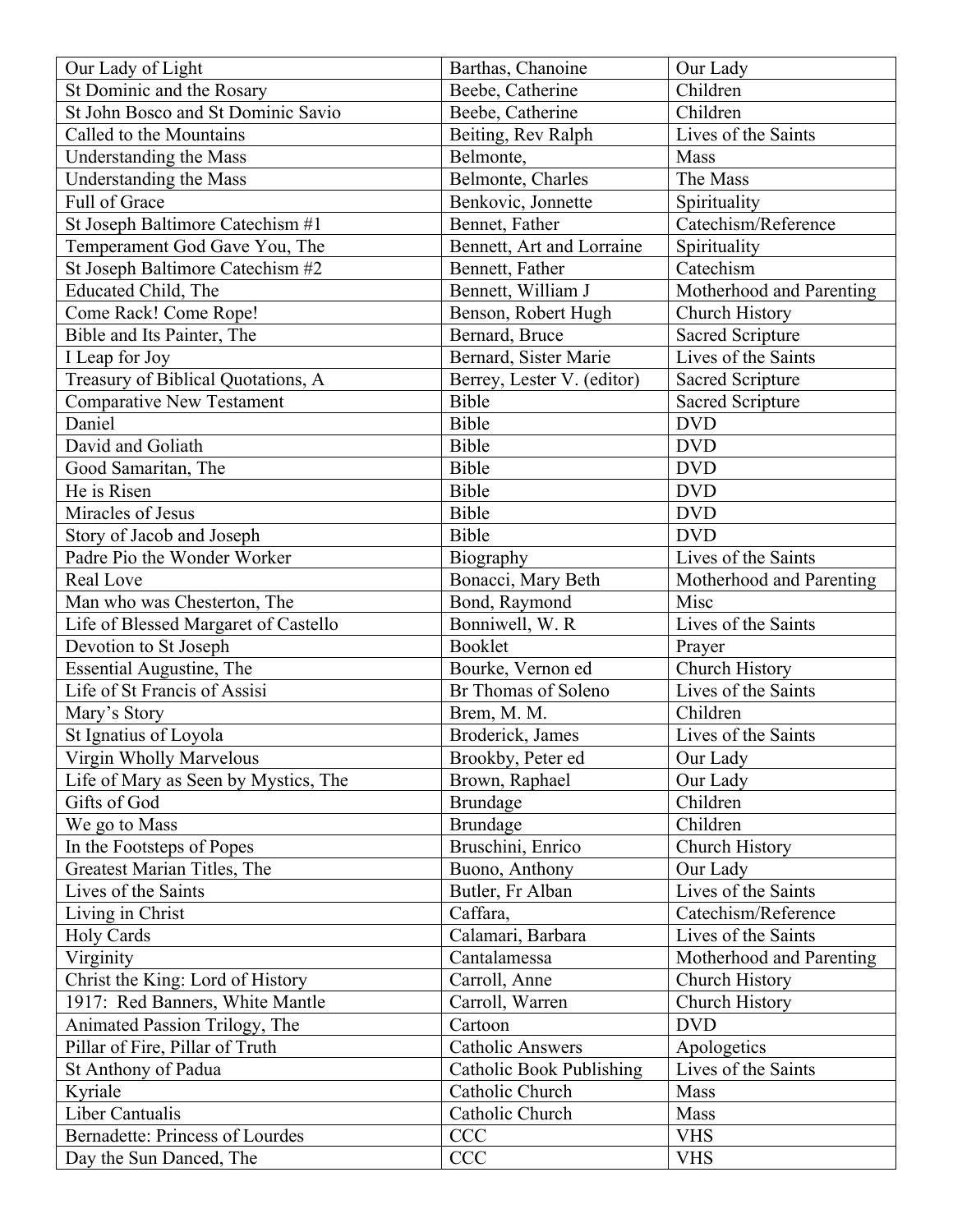| Our Lady of Light | Barthas, Chanoine | Our Lady |
|---|---|---|
| St Dominic and the Rosary | Beebe, Catherine | Children |
| St John Bosco and St Dominic Savio | Beebe, Catherine | Children |
| Called to the Mountains | Beiting, Rev Ralph | Lives of the Saints |
| Understanding the Mass | Belmonte, | Mass |
| Understanding the Mass | Belmonte, Charles | The Mass |
| Full of Grace | Benkovic, Jonnette | Spirituality |
| St Joseph Baltimore Catechism #1 | Bennet, Father | Catechism/Reference |
| Temperament God Gave You, The | Bennett, Art and Lorraine | Spirituality |
| St Joseph Baltimore Catechism #2 | Bennett, Father | Catechism |
| Educated Child, The | Bennett, William J | Motherhood and Parenting |
| Come Rack! Come Rope! | Benson, Robert Hugh | Church History |
| Bible and Its Painter, The | Bernard, Bruce | Sacred Scripture |
| I Leap for Joy | Bernard, Sister Marie | Lives of the Saints |
| Treasury of Biblical Quotations, A | Berrey, Lester V. (editor) | Sacred Scripture |
| Comparative New Testament | Bible | Sacred Scripture |
| Daniel | Bible | DVD |
| David and Goliath | Bible | DVD |
| Good Samaritan, The | Bible | DVD |
| He is Risen | Bible | DVD |
| Miracles of Jesus | Bible | DVD |
| Story of Jacob and Joseph | Bible | DVD |
| Padre Pio the Wonder Worker | Biography | Lives of the Saints |
| Real Love | Bonacci, Mary Beth | Motherhood and Parenting |
| Man who was Chesterton, The | Bond, Raymond | Misc |
| Life of Blessed Margaret of Castello | Bonniwell, W. R | Lives of the Saints |
| Devotion to St Joseph | Booklet | Prayer |
| Essential Augustine, The | Bourke, Vernon ed | Church History |
| Life of St Francis of Assisi | Br Thomas of Soleno | Lives of the Saints |
| Mary's Story | Brem, M. M. | Children |
| St Ignatius of Loyola | Broderick, James | Lives of the Saints |
| Virgin Wholly Marvelous | Brookby, Peter ed | Our Lady |
| Life of Mary as Seen by Mystics, The | Brown, Raphael | Our Lady |
| Gifts of God | Brundage | Children |
| We go to Mass | Brundage | Children |
| In the Footsteps of Popes | Bruschini, Enrico | Church History |
| Greatest Marian Titles, The | Buono, Anthony | Our Lady |
| Lives of the Saints | Butler, Fr Alban | Lives of the Saints |
| Living in Christ | Caffara, | Catechism/Reference |
| Holy Cards | Calamari, Barbara | Lives of the Saints |
| Virginity | Cantalamessa | Motherhood and Parenting |
| Christ the King: Lord of History | Carroll, Anne | Church History |
| 1917: Red Banners, White Mantle | Carroll, Warren | Church History |
| Animated Passion Trilogy, The | Cartoon | DVD |
| Pillar of Fire, Pillar of Truth | Catholic Answers | Apologetics |
| St Anthony of Padua | Catholic Book Publishing | Lives of the Saints |
| Kyriale | Catholic Church | Mass |
| Liber Cantualis | Catholic Church | Mass |
| Bernadette: Princess of Lourdes | CCC | VHS |
| Day the Sun Danced, The | CCC | VHS |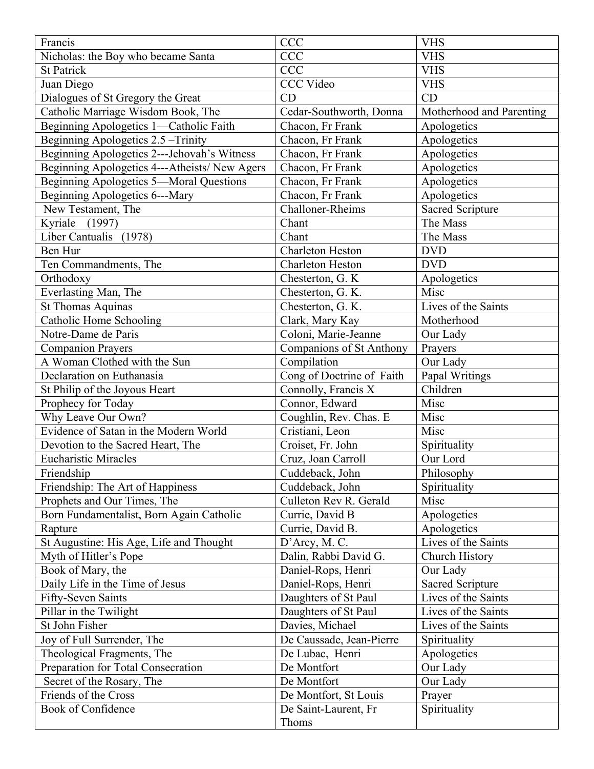| Francis | CCC | VHS |
|---|---|---|
| Nicholas: the Boy who became Santa | CCC | VHS |
| St Patrick | CCC | VHS |
| Juan Diego | CCC Video | VHS |
| Dialogues of St Gregory the Great | CD | CD |
| Catholic Marriage Wisdom Book, The | Cedar-Southworth, Donna | Motherhood and Parenting |
| Beginning Apologetics 1—Catholic Faith | Chacon, Fr Frank | Apologetics |
| Beginning Apologetics 2.5 –Trinity | Chacon, Fr Frank | Apologetics |
| Beginning Apologetics 2---Jehovah's Witness | Chacon, Fr Frank | Apologetics |
| Beginning Apologetics 4---Atheists/ New Agers | Chacon, Fr Frank | Apologetics |
| Beginning Apologetics 5—Moral Questions | Chacon, Fr Frank | Apologetics |
| Beginning Apologetics 6---Mary | Chacon, Fr Frank | Apologetics |
| New Testament, The | Challoner-Rheims | Sacred Scripture |
| Kyriale (1997) | Chant | The Mass |
| Liber Cantualis (1978) | Chant | The Mass |
| Ben Hur | Charleton Heston | DVD |
| Ten Commandments, The | Charleton Heston | DVD |
| Orthodoxy | Chesterton, G. K | Apologetics |
| Everlasting Man, The | Chesterton, G. K. | Misc |
| St Thomas Aquinas | Chesterton, G. K. | Lives of the Saints |
| Catholic Home Schooling | Clark, Mary Kay | Motherhood |
| Notre-Dame de Paris | Coloni, Marie-Jeanne | Our Lady |
| Companion Prayers | Companions of St Anthony | Prayers |
| A Woman Clothed with the Sun | Compilation | Our Lady |
| Declaration on Euthanasia | Cong of Doctrine of Faith | Papal Writings |
| St Philip of the Joyous Heart | Connolly, Francis X | Children |
| Prophecy for Today | Connor, Edward | Misc |
| Why Leave Our Own? | Coughlin, Rev. Chas. E | Misc |
| Evidence of Satan in the Modern World | Cristiani, Leon | Misc |
| Devotion to the Sacred Heart, The | Croiset, Fr. John | Spirituality |
| Eucharistic Miracles | Cruz, Joan Carroll | Our Lord |
| Friendship | Cuddeback, John | Philosophy |
| Friendship: The Art of Happiness | Cuddeback, John | Spirituality |
| Prophets and Our Times, The | Culleton Rev R. Gerald | Misc |
| Born Fundamentalist, Born Again Catholic | Currie, David B | Apologetics |
| Rapture | Currie, David B. | Apologetics |
| St Augustine: His Age, Life and Thought | D'Arcy, M. C. | Lives of the Saints |
| Myth of Hitler's Pope | Dalin, Rabbi David G. | Church History |
| Book of Mary, the | Daniel-Rops, Henri | Our Lady |
| Daily Life in the Time of Jesus | Daniel-Rops, Henri | Sacred Scripture |
| Fifty-Seven Saints | Daughters of St Paul | Lives of the Saints |
| Pillar in the Twilight | Daughters of St Paul | Lives of the Saints |
| St John Fisher | Davies, Michael | Lives of the Saints |
| Joy of Full Surrender, The | De Caussade, Jean-Pierre | Spirituality |
| Theological Fragments, The | De Lubac, Henri | Apologetics |
| Preparation for Total Consecration | De Montfort | Our Lady |
| Secret of the Rosary, The | De Montfort | Our Lady |
| Friends of the Cross | De Montfort, St Louis | Prayer |
| Book of Confidence | De Saint-Laurent, Fr Thoms | Spirituality |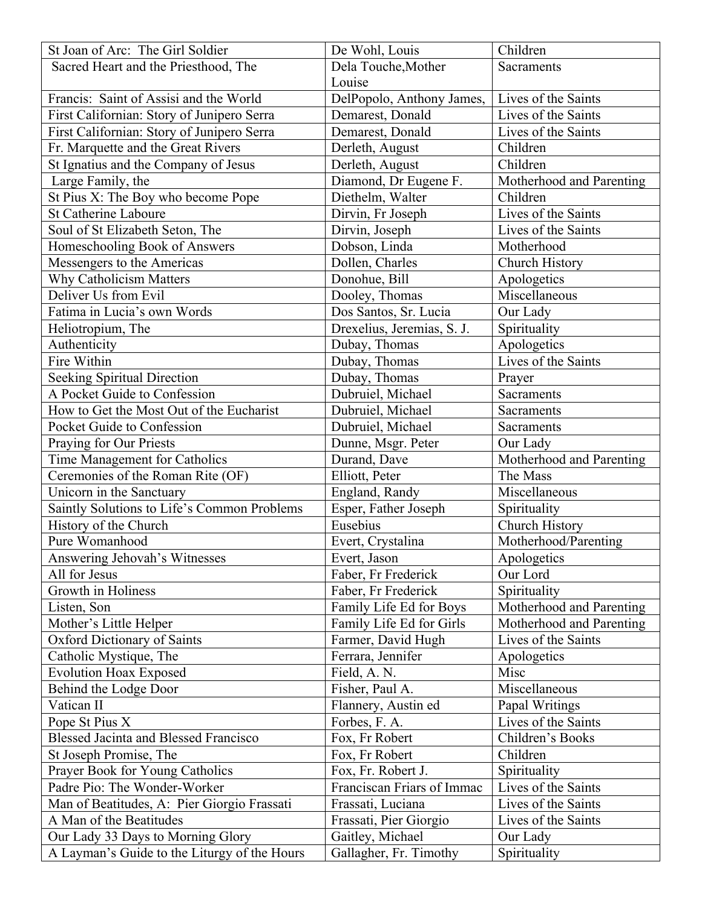| St Joan of Arc: The Girl Soldier | De Wohl, Louis | Children |
|---|---|---|
| Sacred Heart and the Priesthood, The | Dela Touche,Mother Louise | Sacraments |
| Francis: Saint of Assisi and the World | DelPopolo, Anthony James, | Lives of the Saints |
| First Californian: Story of Junipero Serra | Demarest, Donald | Lives of the Saints |
| First Californian: Story of Junipero Serra | Demarest, Donald | Lives of the Saints |
| Fr. Marquette and the Great Rivers | Derleth, August | Children |
| St Ignatius and the Company of Jesus | Derleth, August | Children |
| Large Family, the | Diamond, Dr Eugene F. | Motherhood and Parenting |
| St Pius X: The Boy who become Pope | Diethelm, Walter | Children |
| St Catherine Laboure | Dirvin, Fr Joseph | Lives of the Saints |
| Soul of St Elizabeth Seton, The | Dirvin, Joseph | Lives of the Saints |
| Homeschooling Book of Answers | Dobson, Linda | Motherhood |
| Messengers to the Americas | Dollen, Charles | Church History |
| Why Catholicism Matters | Donohue, Bill | Apologetics |
| Deliver Us from Evil | Dooley, Thomas | Miscellaneous |
| Fatima in Lucia's own Words | Dos Santos, Sr. Lucia | Our Lady |
| Heliotropium, The | Drexelius, Jeremias, S. J. | Spirituality |
| Authenticity | Dubay, Thomas | Apologetics |
| Fire Within | Dubay, Thomas | Lives of the Saints |
| Seeking Spiritual Direction | Dubay, Thomas | Prayer |
| A Pocket Guide to Confession | Dubruiel, Michael | Sacraments |
| How to Get the Most Out of the Eucharist | Dubruiel, Michael | Sacraments |
| Pocket Guide to Confession | Dubruiel, Michael | Sacraments |
| Praying for Our Priests | Dunne, Msgr. Peter | Our Lady |
| Time Management for Catholics | Durand, Dave | Motherhood and Parenting |
| Ceremonies of the Roman Rite (OF) | Elliott, Peter | The Mass |
| Unicorn in the Sanctuary | England, Randy | Miscellaneous |
| Saintly Solutions to Life's Common Problems | Esper, Father Joseph | Spirituality |
| History of the Church | Eusebius | Church History |
| Pure Womanhood | Evert, Crystalina | Motherhood/Parenting |
| Answering Jehovah's Witnesses | Evert, Jason | Apologetics |
| All for Jesus | Faber, Fr Frederick | Our Lord |
| Growth in Holiness | Faber, Fr Frederick | Spirituality |
| Listen, Son | Family Life Ed for Boys | Motherhood and Parenting |
| Mother's Little Helper | Family Life Ed for Girls | Motherhood and Parenting |
| Oxford Dictionary of Saints | Farmer, David Hugh | Lives of the Saints |
| Catholic Mystique, The | Ferrara, Jennifer | Apologetics |
| Evolution Hoax Exposed | Field, A. N. | Misc |
| Behind the Lodge Door | Fisher, Paul A. | Miscellaneous |
| Vatican II | Flannery, Austin ed | Papal Writings |
| Pope St Pius X | Forbes, F. A. | Lives of the Saints |
| Blessed Jacinta and Blessed Francisco | Fox, Fr Robert | Children's Books |
| St Joseph Promise, The | Fox, Fr Robert | Children |
| Prayer Book for Young Catholics | Fox, Fr. Robert J. | Spirituality |
| Padre Pio: The Wonder-Worker | Franciscan Friars of Immac | Lives of the Saints |
| Man of Beatitudes, A: Pier Giorgio Frassati | Frassati, Luciana | Lives of the Saints |
| A Man of the Beatitudes | Frassati, Pier Giorgio | Lives of the Saints |
| Our Lady 33 Days to Morning Glory | Gaitley, Michael | Our Lady |
| A Layman's Guide to the Liturgy of the Hours | Gallagher, Fr. Timothy | Spirituality |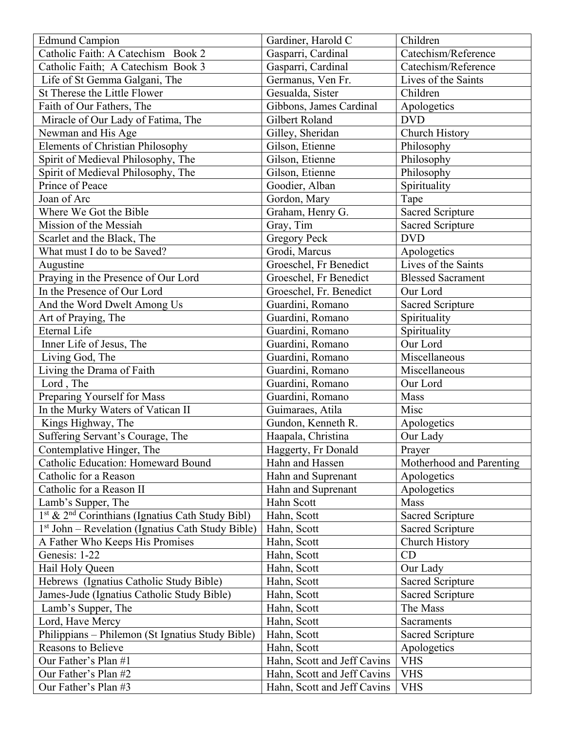| Edmund Campion | Gardiner, Harold C | Children |
|---|---|---|
| Catholic Faith: A Catechism Book 2 | Gasparri, Cardinal | Catechism/Reference |
| Catholic Faith; A Catechism Book 3 | Gasparri, Cardinal | Catechism/Reference |
| Life of St Gemma Galgani, The | Germanus, Ven Fr. | Lives of the Saints |
| St Therese the Little Flower | Gesualda, Sister | Children |
| Faith of Our Fathers, The | Gibbons, James Cardinal | Apologetics |
| Miracle of Our Lady of Fatima, The | Gilbert Roland | DVD |
| Newman and His Age | Gilley, Sheridan | Church History |
| Elements of Christian Philosophy | Gilson, Etienne | Philosophy |
| Spirit of Medieval Philosophy, The | Gilson, Etienne | Philosophy |
| Spirit of Medieval Philosophy, The | Gilson, Etienne | Philosophy |
| Prince of Peace | Goodier, Alban | Spirituality |
| Joan of Arc | Gordon, Mary | Tape |
| Where We Got the Bible | Graham, Henry G. | Sacred Scripture |
| Mission of the Messiah | Gray, Tim | Sacred Scripture |
| Scarlet and the Black, The | Gregory Peck | DVD |
| What must I do to be Saved? | Grodi, Marcus | Apologetics |
| Augustine | Groeschel, Fr Benedict | Lives of the Saints |
| Praying in the Presence of Our Lord | Groeschel, Fr Benedict | Blessed Sacrament |
| In the Presence of Our Lord | Groeschel, Fr. Benedict | Our Lord |
| And the Word Dwelt Among Us | Guardini, Romano | Sacred Scripture |
| Art of Praying, The | Guardini, Romano | Spirituality |
| Eternal Life | Guardini, Romano | Spirituality |
| Inner Life of Jesus, The | Guardini, Romano | Our Lord |
| Living God, The | Guardini, Romano | Miscellaneous |
| Living the Drama of Faith | Guardini, Romano | Miscellaneous |
| Lord , The | Guardini, Romano | Our Lord |
| Preparing Yourself for Mass | Guardini, Romano | Mass |
| In the Murky Waters of Vatican II | Guimaraes, Atila | Misc |
| Kings Highway, The | Gundon, Kenneth R. | Apologetics |
| Suffering Servant's Courage, The | Haapala, Christina | Our Lady |
| Contemplative Hinger, The | Haggerty, Fr Donald | Prayer |
| Catholic Education: Homeward Bound | Hahn and Hassen | Motherhood and Parenting |
| Catholic for a Reason | Hahn and Suprenant | Apologetics |
| Catholic for a Reason II | Hahn and Suprenant | Apologetics |
| Lamb's Supper, The | Hahn Scott | Mass |
| 1st & 2nd Corinthians (Ignatius Cath Study Bibl) | Hahn, Scott | Sacred Scripture |
| 1st John – Revelation (Ignatius Cath Study Bible) | Hahn, Scott | Sacred Scripture |
| A Father Who Keeps His Promises | Hahn, Scott | Church History |
| Genesis: 1-22 | Hahn, Scott | CD |
| Hail Holy Queen | Hahn, Scott | Our Lady |
| Hebrews (Ignatius Catholic Study Bible) | Hahn, Scott | Sacred Scripture |
| James-Jude (Ignatius Catholic Study Bible) | Hahn, Scott | Sacred Scripture |
| Lamb's Supper, The | Hahn, Scott | The Mass |
| Lord, Have Mercy | Hahn, Scott | Sacraments |
| Philippians – Philemon (St Ignatius Study Bible) | Hahn, Scott | Sacred Scripture |
| Reasons to Believe | Hahn, Scott | Apologetics |
| Our Father's Plan #1 | Hahn, Scott and Jeff Cavins | VHS |
| Our Father's Plan #2 | Hahn, Scott and Jeff Cavins | VHS |
| Our Father's Plan #3 | Hahn, Scott and Jeff Cavins | VHS |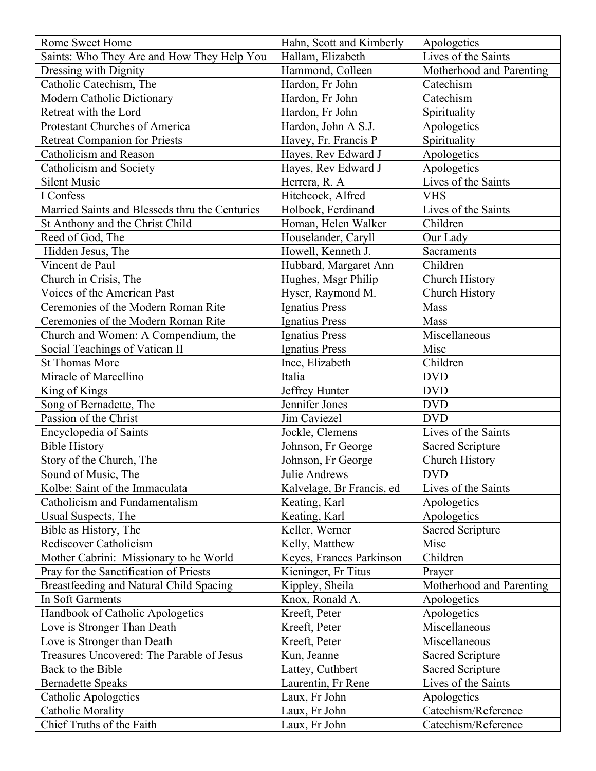| Rome Sweet Home | Hahn, Scott and Kimberly | Apologetics |
|---|---|---|
| Saints: Who They Are and How They Help You | Hallam, Elizabeth | Lives of the Saints |
| Dressing with Dignity | Hammond, Colleen | Motherhood and Parenting |
| Catholic Catechism, The | Hardon, Fr John | Catechism |
| Modern Catholic Dictionary | Hardon, Fr John | Catechism |
| Retreat with the Lord | Hardon, Fr John | Spirituality |
| Protestant Churches of America | Hardon, John A S.J. | Apologetics |
| Retreat Companion for Priests | Havey, Fr. Francis P | Spirituality |
| Catholicism and Reason | Hayes, Rev Edward J | Apologetics |
| Catholicism and Society | Hayes, Rev Edward J | Apologetics |
| Silent Music | Herrera, R. A | Lives of the Saints |
| I Confess | Hitchcock, Alfred | VHS |
| Married Saints and Blesseds thru the Centuries | Holbock, Ferdinand | Lives of the Saints |
| St Anthony and the Christ Child | Homan, Helen Walker | Children |
| Reed of God, The | Houselander, Caryll | Our Lady |
| Hidden Jesus, The | Howell, Kenneth J. | Sacraments |
| Vincent de Paul | Hubbard, Margaret Ann | Children |
| Church in Crisis, The | Hughes, Msgr Philip | Church History |
| Voices of the American Past | Hyser, Raymond M. | Church History |
| Ceremonies of the Modern Roman Rite | Ignatius Press | Mass |
| Ceremonies of the Modern Roman Rite | Ignatius Press | Mass |
| Church and Women: A Compendium, the | Ignatius Press | Miscellaneous |
| Social Teachings of Vatican II | Ignatius Press | Misc |
| St Thomas More | Ince, Elizabeth | Children |
| Miracle of Marcellino | Italia | DVD |
| King of Kings | Jeffrey Hunter | DVD |
| Song of Bernadette, The | Jennifer Jones | DVD |
| Passion of the Christ | Jim Caviezel | DVD |
| Encyclopedia of Saints | Jockle, Clemens | Lives of the Saints |
| Bible History | Johnson, Fr George | Sacred Scripture |
| Story of the Church, The | Johnson, Fr George | Church History |
| Sound of Music, The | Julie Andrews | DVD |
| Kolbe: Saint of the Immaculata | Kalvelage, Br Francis, ed | Lives of the Saints |
| Catholicism and Fundamentalism | Keating, Karl | Apologetics |
| Usual Suspects, The | Keating, Karl | Apologetics |
| Bible as History, The | Keller, Werner | Sacred Scripture |
| Rediscover Catholicism | Kelly, Matthew | Misc |
| Mother Cabrini: Missionary to he World | Keyes, Frances Parkinson | Children |
| Pray for the Sanctification of Priests | Kieninger, Fr Titus | Prayer |
| Breastfeeding and Natural Child Spacing | Kippley, Sheila | Motherhood and Parenting |
| In Soft Garments | Knox, Ronald A. | Apologetics |
| Handbook of Catholic Apologetics | Kreeft, Peter | Apologetics |
| Love is Stronger Than Death | Kreeft, Peter | Miscellaneous |
| Love is Stronger than Death | Kreeft, Peter | Miscellaneous |
| Treasures Uncovered: The Parable of Jesus | Kun, Jeanne | Sacred Scripture |
| Back to the Bible | Lattey, Cuthbert | Sacred Scripture |
| Bernadette Speaks | Laurentin, Fr Rene | Lives of the Saints |
| Catholic Apologetics | Laux, Fr John | Apologetics |
| Catholic Morality | Laux, Fr John | Catechism/Reference |
| Chief Truths of the Faith | Laux, Fr John | Catechism/Reference |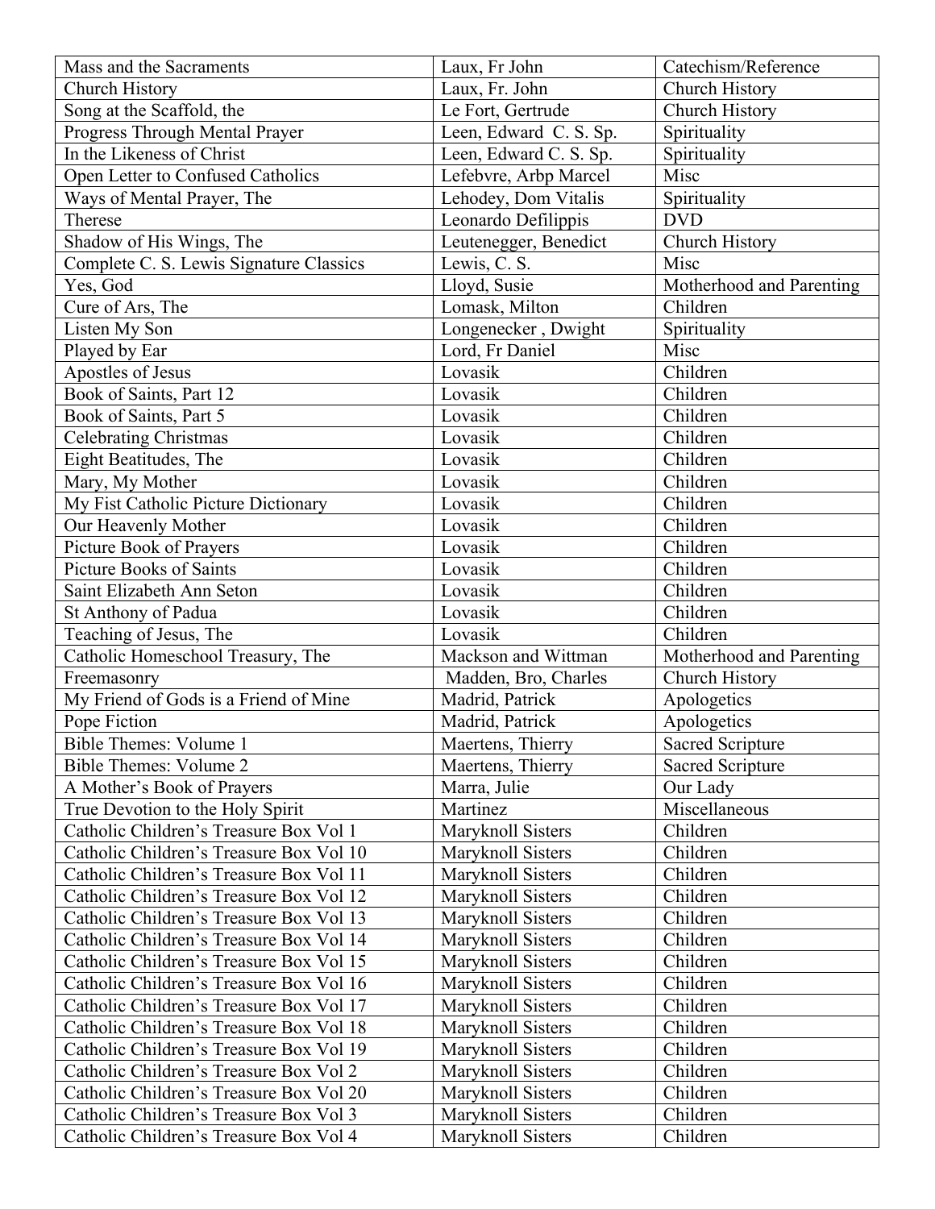| Mass and the Sacraments | Laux, Fr John | Catechism/Reference |
|---|---|---|
| Church History | Laux, Fr. John | Church History |
| Song at the Scaffold, the | Le Fort, Gertrude | Church History |
| Progress Through Mental Prayer | Leen, Edward C. S. Sp. | Spirituality |
| In the Likeness of Christ | Leen, Edward C. S. Sp. | Spirituality |
| Open Letter to Confused Catholics | Lefebvre, Arbp Marcel | Misc |
| Ways of Mental Prayer, The | Lehodey, Dom Vitalis | Spirituality |
| Therese | Leonardo Defilippis | DVD |
| Shadow of His Wings, The | Leutenegger, Benedict | Church History |
| Complete C. S. Lewis Signature Classics | Lewis, C. S. | Misc |
| Yes, God | Lloyd, Susie | Motherhood and Parenting |
| Cure of Ars, The | Lomask, Milton | Children |
| Listen My Son | Longenecker , Dwight | Spirituality |
| Played by Ear | Lord, Fr Daniel | Misc |
| Apostles of Jesus | Lovasik | Children |
| Book of Saints, Part 12 | Lovasik | Children |
| Book of Saints, Part 5 | Lovasik | Children |
| Celebrating Christmas | Lovasik | Children |
| Eight Beatitudes, The | Lovasik | Children |
| Mary, My Mother | Lovasik | Children |
| My Fist Catholic Picture Dictionary | Lovasik | Children |
| Our Heavenly Mother | Lovasik | Children |
| Picture Book of Prayers | Lovasik | Children |
| Picture Books of Saints | Lovasik | Children |
| Saint Elizabeth Ann Seton | Lovasik | Children |
| St Anthony of Padua | Lovasik | Children |
| Teaching of Jesus, The | Lovasik | Children |
| Catholic Homeschool Treasury, The | Mackson and Wittman | Motherhood and Parenting |
| Freemasonry | Madden, Bro, Charles | Church History |
| My Friend of Gods is a Friend of Mine | Madrid, Patrick | Apologetics |
| Pope Fiction | Madrid, Patrick | Apologetics |
| Bible Themes: Volume 1 | Maertens, Thierry | Sacred Scripture |
| Bible Themes: Volume 2 | Maertens, Thierry | Sacred Scripture |
| A Mother's Book of Prayers | Marra, Julie | Our Lady |
| True Devotion to the Holy Spirit | Martinez | Miscellaneous |
| Catholic Children's Treasure Box Vol 1 | Maryknoll Sisters | Children |
| Catholic Children's Treasure Box Vol 10 | Maryknoll Sisters | Children |
| Catholic Children's Treasure Box Vol 11 | Maryknoll Sisters | Children |
| Catholic Children's Treasure Box Vol 12 | Maryknoll Sisters | Children |
| Catholic Children's Treasure Box Vol 13 | Maryknoll Sisters | Children |
| Catholic Children's Treasure Box Vol 14 | Maryknoll Sisters | Children |
| Catholic Children's Treasure Box Vol 15 | Maryknoll Sisters | Children |
| Catholic Children's Treasure Box Vol 16 | Maryknoll Sisters | Children |
| Catholic Children's Treasure Box Vol 17 | Maryknoll Sisters | Children |
| Catholic Children's Treasure Box Vol 18 | Maryknoll Sisters | Children |
| Catholic Children's Treasure Box Vol 19 | Maryknoll Sisters | Children |
| Catholic Children's Treasure Box Vol 2 | Maryknoll Sisters | Children |
| Catholic Children's Treasure Box Vol 20 | Maryknoll Sisters | Children |
| Catholic Children's Treasure Box Vol 3 | Maryknoll Sisters | Children |
| Catholic Children's Treasure Box Vol 4 | Maryknoll Sisters | Children |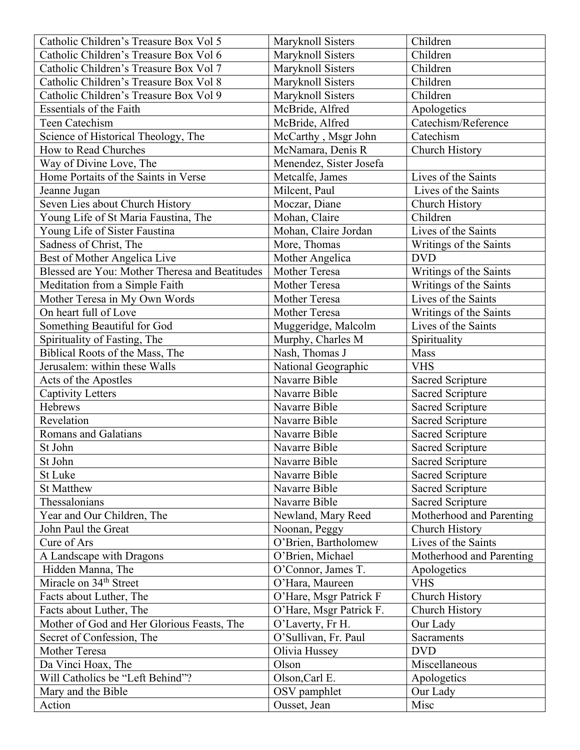| Catholic Children's Treasure Box Vol 5 | Maryknoll Sisters | Children |
|---|---|---|
| Catholic Children's Treasure Box Vol 6 | Maryknoll Sisters | Children |
| Catholic Children's Treasure Box Vol 7 | Maryknoll Sisters | Children |
| Catholic Children's Treasure Box Vol 8 | Maryknoll Sisters | Children |
| Catholic Children's Treasure Box Vol 9 | Maryknoll Sisters | Children |
| Essentials of the Faith | McBride, Alfred | Apologetics |
| Teen Catechism | McBride, Alfred | Catechism/Reference |
| Science of Historical Theology, The | McCarthy , Msgr John | Catechism |
| How to Read Churches | McNamara, Denis R | Church History |
| Way of Divine Love, The | Menendez, Sister Josefa | |
| Home Portaits of the Saints in Verse | Metcalfe, James | Lives of the Saints |
| Jeanne Jugan | Milcent, Paul | Lives of the Saints |
| Seven Lies about Church History | Moczar, Diane | Church History |
| Young Life of St Maria Faustina, The | Mohan, Claire | Children |
| Young Life of Sister Faustina | Mohan, Claire Jordan | Lives of the Saints |
| Sadness of Christ, The | More, Thomas | Writings of the Saints |
| Best of Mother Angelica Live | Mother Angelica | DVD |
| Blessed are You: Mother Theresa and Beatitudes | Mother Teresa | Writings of the Saints |
| Meditation from a Simple Faith | Mother Teresa | Writings of the Saints |
| Mother Teresa in My Own Words | Mother Teresa | Lives of the Saints |
| On heart full of Love | Mother Teresa | Writings of the Saints |
| Something Beautiful for God | Muggeridge, Malcolm | Lives of the Saints |
| Spirituality of Fasting, The | Murphy, Charles M | Spirituality |
| Biblical Roots of the Mass, The | Nash, Thomas J | Mass |
| Jerusalem: within these Walls | National Geographic | VHS |
| Acts of the Apostles | Navarre Bible | Sacred Scripture |
| Captivity Letters | Navarre Bible | Sacred Scripture |
| Hebrews | Navarre Bible | Sacred Scripture |
| Revelation | Navarre Bible | Sacred Scripture |
| Romans and Galatians | Navarre Bible | Sacred Scripture |
| St John | Navarre Bible | Sacred Scripture |
| St John | Navarre Bible | Sacred Scripture |
| St Luke | Navarre Bible | Sacred Scripture |
| St Matthew | Navarre Bible | Sacred Scripture |
| Thessalonians | Navarre Bible | Sacred Scripture |
| Year and Our Children, The | Newland, Mary Reed | Motherhood and Parenting |
| John Paul the Great | Noonan, Peggy | Church History |
| Cure of Ars | O'Brien, Bartholomew | Lives of the Saints |
| A Landscape with Dragons | O'Brien, Michael | Motherhood and Parenting |
| Hidden Manna, The | O'Connor, James T. | Apologetics |
| Miracle on 34th Street | O'Hara, Maureen | VHS |
| Facts about Luther, The | O'Hare, Msgr Patrick F | Church History |
| Facts about Luther, The | O'Hare, Msgr Patrick F. | Church History |
| Mother of God and Her Glorious Feasts, The | O'Laverty, Fr H. | Our Lady |
| Secret of Confession, The | O'Sullivan, Fr. Paul | Sacraments |
| Mother Teresa | Olivia Hussey | DVD |
| Da Vinci Hoax, The | Olson | Miscellaneous |
| Will Catholics be "Left Behind"? | Olson,Carl E. | Apologetics |
| Mary and the Bible | OSV pamphlet | Our Lady |
| Action | Ousset, Jean | Misc |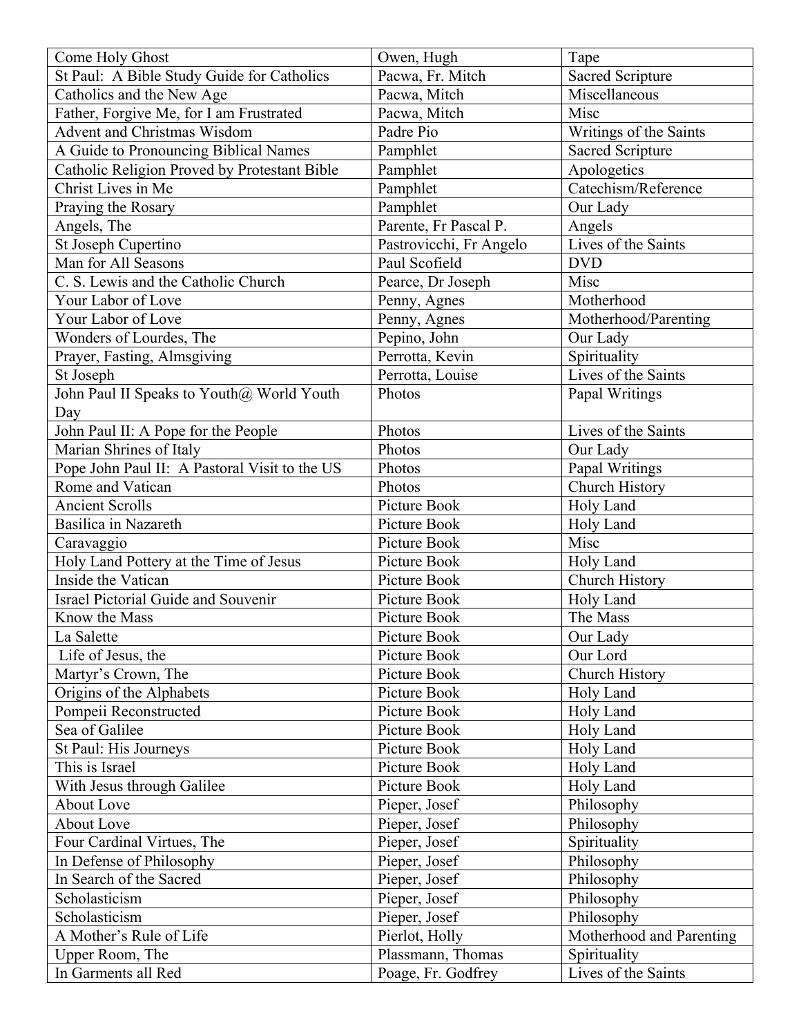| Come Holy Ghost | Owen, Hugh | Tape |
|---|---|---|
| St Paul: A Bible Study Guide for Catholics | Pacwa, Fr. Mitch | Sacred Scripture |
| Catholics and the New Age | Pacwa, Mitch | Miscellaneous |
| Father, Forgive Me, for I am Frustrated | Pacwa, Mitch | Misc |
| Advent and Christmas Wisdom | Padre Pio | Writings of the Saints |
| A Guide to Pronouncing Biblical Names | Pamphlet | Sacred Scripture |
| Catholic Religion Proved by Protestant Bible | Pamphlet | Apologetics |
| Christ Lives in Me | Pamphlet | Catechism/Reference |
| Praying the Rosary | Pamphlet | Our Lady |
| Angels, The | Parente, Fr Pascal P. | Angels |
| St Joseph Cupertino | Pastrovicchi, Fr Angelo | Lives of the Saints |
| Man for All Seasons | Paul Scofield | DVD |
| C. S. Lewis and the Catholic Church | Pearce, Dr Joseph | Misc |
| Your Labor of Love | Penny, Agnes | Motherhood |
| Your Labor of Love | Penny, Agnes | Motherhood/Parenting |
| Wonders of Lourdes, The | Pepino, John | Our Lady |
| Prayer, Fasting, Almsgiving | Perrotta, Kevin | Spirituality |
| St Joseph | Perrotta, Louise | Lives of the Saints |
| John Paul II Speaks to Youth@ World Youth Day | Photos | Papal Writings |
| John Paul II: A Pope for the People | Photos | Lives of the Saints |
| Marian Shrines of Italy | Photos | Our Lady |
| Pope John Paul II: A Pastoral Visit to the US | Photos | Papal Writings |
| Rome and Vatican | Photos | Church History |
| Ancient Scrolls | Picture Book | Holy Land |
| Basilica in Nazareth | Picture Book | Holy Land |
| Caravaggio | Picture Book | Misc |
| Holy Land Pottery at the Time of Jesus | Picture Book | Holy Land |
| Inside the Vatican | Picture Book | Church History |
| Israel Pictorial Guide and Souvenir | Picture Book | Holy Land |
| Know the Mass | Picture Book | The Mass |
| La Salette | Picture Book | Our Lady |
| Life of Jesus, the | Picture Book | Our Lord |
| Martyr's Crown, The | Picture Book | Church History |
| Origins of the Alphabets | Picture Book | Holy Land |
| Pompeii Reconstructed | Picture Book | Holy Land |
| Sea of Galilee | Picture Book | Holy Land |
| St Paul: His Journeys | Picture Book | Holy Land |
| This is Israel | Picture Book | Holy Land |
| With Jesus through Galilee | Picture Book | Holy Land |
| About Love | Pieper, Josef | Philosophy |
| About Love | Pieper, Josef | Philosophy |
| Four Cardinal Virtues, The | Pieper, Josef | Spirituality |
| In Defense of Philosophy | Pieper, Josef | Philosophy |
| In Search of the Sacred | Pieper, Josef | Philosophy |
| Scholasticism | Pieper, Josef | Philosophy |
| Scholasticism | Pieper, Josef | Philosophy |
| A Mother's Rule of Life | Pierlot, Holly | Motherhood and Parenting |
| Upper Room, The | Plassmann, Thomas | Spirituality |
| In Garments all Red | Poage, Fr. Godfrey | Lives of the Saints |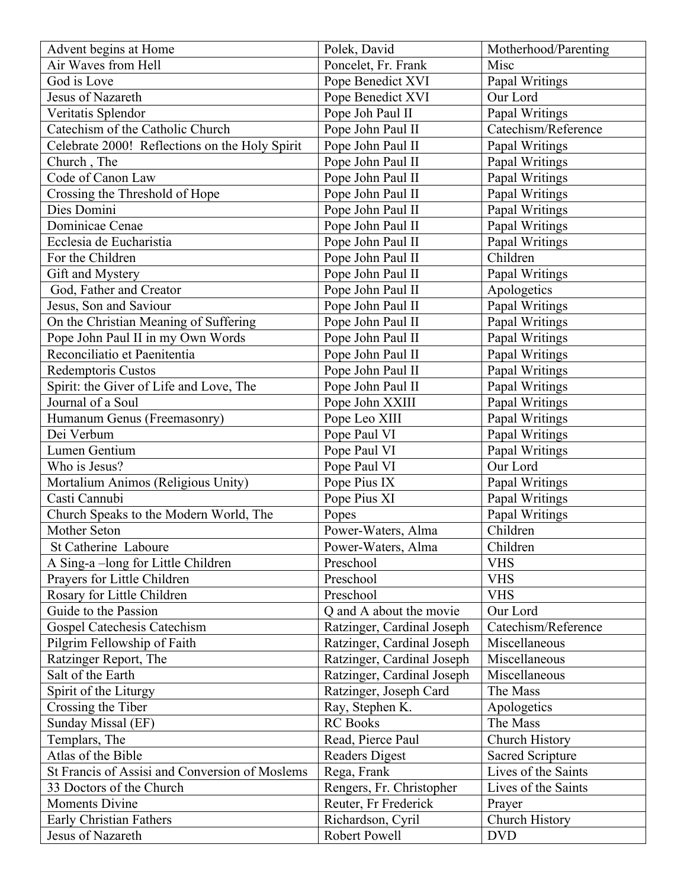| Advent begins at Home | Polek, David | Motherhood/Parenting |
|---|---|---|
| Air Waves from Hell | Poncelet, Fr. Frank | Misc |
| God is Love | Pope Benedict XVI | Papal Writings |
| Jesus of Nazareth | Pope Benedict XVI | Our Lord |
| Veritatis Splendor | Pope Joh Paul II | Papal Writings |
| Catechism of the Catholic Church | Pope John Paul II | Catechism/Reference |
| Celebrate 2000! Reflections on the Holy Spirit | Pope John Paul II | Papal Writings |
| Church , The | Pope John Paul II | Papal Writings |
| Code of Canon Law | Pope John Paul II | Papal Writings |
| Crossing the Threshold of Hope | Pope John Paul II | Papal Writings |
| Dies Domini | Pope John Paul II | Papal Writings |
| Dominicae Cenae | Pope John Paul II | Papal Writings |
| Ecclesia de Eucharistia | Pope John Paul II | Papal Writings |
| For the Children | Pope John Paul II | Children |
| Gift and Mystery | Pope John Paul II | Papal Writings |
| God, Father and Creator | Pope John Paul II | Apologetics |
| Jesus, Son and Saviour | Pope John Paul II | Papal Writings |
| On the Christian Meaning of Suffering | Pope John Paul II | Papal Writings |
| Pope John Paul II in my Own Words | Pope John Paul II | Papal Writings |
| Reconciliatio et Paenitentia | Pope John Paul II | Papal Writings |
| Redemptoris Custos | Pope John Paul II | Papal Writings |
| Spirit: the Giver of Life and Love, The | Pope John Paul II | Papal Writings |
| Journal of a Soul | Pope John XXIII | Papal Writings |
| Humanum Genus (Freemasonry) | Pope Leo XIII | Papal Writings |
| Dei Verbum | Pope Paul VI | Papal Writings |
| Lumen Gentium | Pope Paul VI | Papal Writings |
| Who is Jesus? | Pope Paul VI | Our Lord |
| Mortalium Animos (Religious Unity) | Pope Pius IX | Papal Writings |
| Casti Cannubi | Pope Pius XI | Papal Writings |
| Church Speaks to the Modern World, The | Popes | Papal Writings |
| Mother Seton | Power-Waters, Alma | Children |
| St Catherine Laboure | Power-Waters, Alma | Children |
| A Sing-a –long for Little Children | Preschool | VHS |
| Prayers for Little Children | Preschool | VHS |
| Rosary for Little Children | Preschool | VHS |
| Guide to the Passion | Q and A about the movie | Our Lord |
| Gospel Catechesis Catechism | Ratzinger, Cardinal Joseph | Catechism/Reference |
| Pilgrim Fellowship of Faith | Ratzinger, Cardinal Joseph | Miscellaneous |
| Ratzinger Report, The | Ratzinger, Cardinal Joseph | Miscellaneous |
| Salt of the Earth | Ratzinger, Cardinal Joseph | Miscellaneous |
| Spirit of the Liturgy | Ratzinger, Joseph Card | The Mass |
| Crossing the Tiber | Ray, Stephen K. | Apologetics |
| Sunday Missal (EF) | RC Books | The Mass |
| Templars, The | Read, Pierce Paul | Church History |
| Atlas of the Bible | Readers Digest | Sacred Scripture |
| St Francis of Assisi and Conversion of Moslems | Rega, Frank | Lives of the Saints |
| 33 Doctors of the Church | Rengers, Fr. Christopher | Lives of the Saints |
| Moments Divine | Reuter, Fr Frederick | Prayer |
| Early Christian Fathers | Richardson, Cyril | Church History |
| Jesus of Nazareth | Robert Powell | DVD |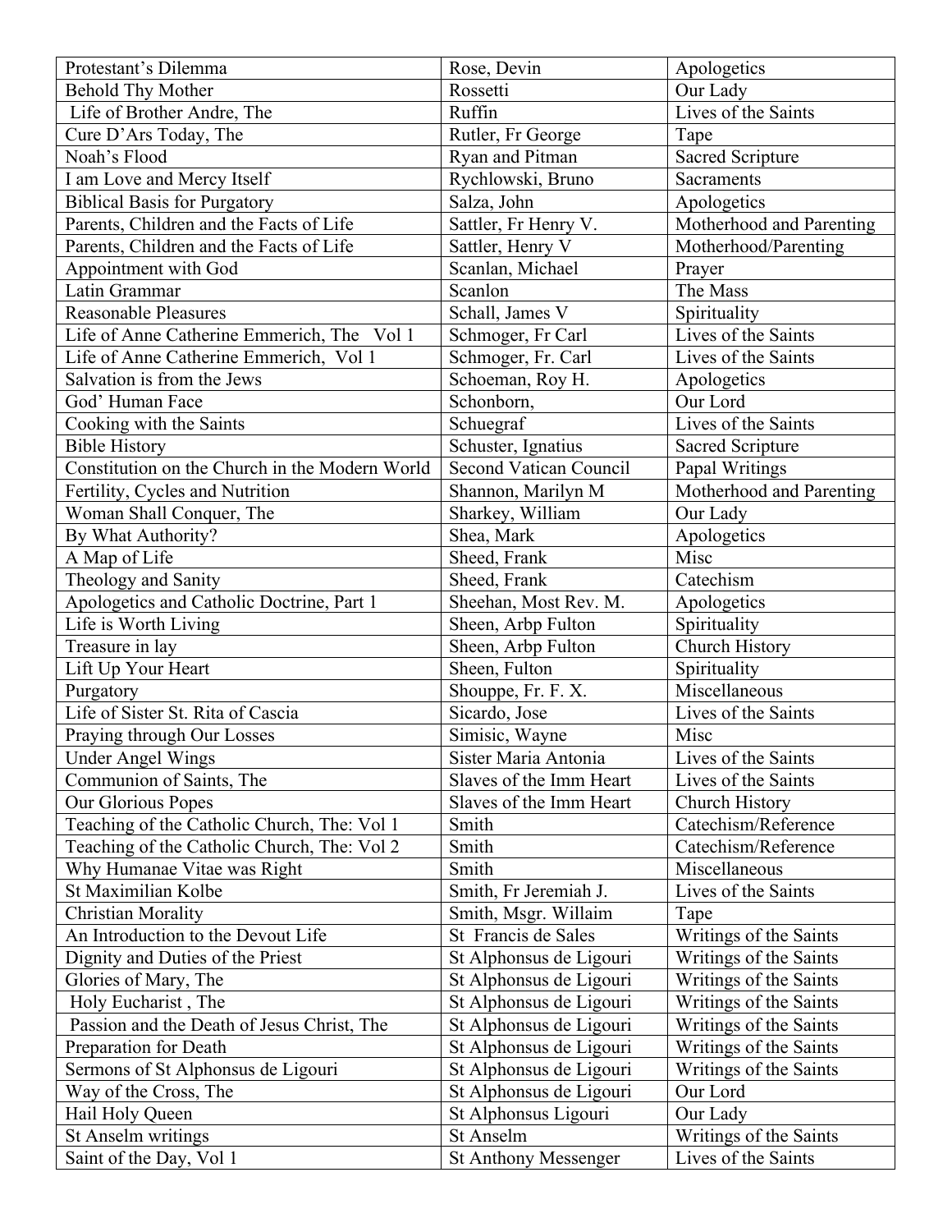| Protestant's Dilemma | Rose, Devin | Apologetics |
|---|---|---|
| Behold Thy Mother | Rossetti | Our Lady |
| Life of Brother Andre, The | Ruffin | Lives of the Saints |
| Cure D'Ars Today, The | Rutler, Fr George | Tape |
| Noah's Flood | Ryan and Pitman | Sacred Scripture |
| I am Love and Mercy Itself | Rychlowski, Bruno | Sacraments |
| Biblical Basis for Purgatory | Salza, John | Apologetics |
| Parents, Children and the Facts of Life | Sattler, Fr Henry V. | Motherhood and Parenting |
| Parents, Children and the Facts of Life | Sattler, Henry V | Motherhood/Parenting |
| Appointment with God | Scanlan, Michael | Prayer |
| Latin Grammar | Scanlon | The Mass |
| Reasonable Pleasures | Schall, James V | Spirituality |
| Life of Anne Catherine Emmerich, The Vol 1 | Schmoger, Fr Carl | Lives of the Saints |
| Life of Anne Catherine Emmerich, Vol 1 | Schmoger, Fr. Carl | Lives of the Saints |
| Salvation is from the Jews | Schoeman, Roy H. | Apologetics |
| God' Human Face | Schonborn, | Our Lord |
| Cooking with the Saints | Schuegraf | Lives of the Saints |
| Bible History | Schuster, Ignatius | Sacred Scripture |
| Constitution on the Church in the Modern World | Second Vatican Council | Papal Writings |
| Fertility, Cycles and Nutrition | Shannon, Marilyn M | Motherhood and Parenting |
| Woman Shall Conquer, The | Sharkey, William | Our Lady |
| By What Authority? | Shea, Mark | Apologetics |
| A Map of Life | Sheed, Frank | Misc |
| Theology and Sanity | Sheed, Frank | Catechism |
| Apologetics and Catholic Doctrine, Part 1 | Sheehan, Most Rev. M. | Apologetics |
| Life is Worth Living | Sheen, Arbp Fulton | Spirituality |
| Treasure in lay | Sheen, Arbp Fulton | Church History |
| Lift Up Your Heart | Sheen, Fulton | Spirituality |
| Purgatory | Shouppe, Fr. F. X. | Miscellaneous |
| Life of Sister St. Rita of Cascia | Sicardo, Jose | Lives of the Saints |
| Praying through Our Losses | Simisic, Wayne | Misc |
| Under Angel Wings | Sister Maria Antonia | Lives of the Saints |
| Communion of Saints, The | Slaves of the Imm Heart | Lives of the Saints |
| Our Glorious Popes | Slaves of the Imm Heart | Church History |
| Teaching of the Catholic Church, The: Vol 1 | Smith | Catechism/Reference |
| Teaching of the Catholic Church, The: Vol 2 | Smith | Catechism/Reference |
| Why Humanae Vitae was Right | Smith | Miscellaneous |
| St Maximilian Kolbe | Smith, Fr Jeremiah J. | Lives of the Saints |
| Christian Morality | Smith, Msgr. Willaim | Tape |
| An Introduction to the Devout Life | St Francis de Sales | Writings of the Saints |
| Dignity and Duties of the Priest | St Alphonsus de Ligouri | Writings of the Saints |
| Glories of Mary, The | St Alphonsus de Ligouri | Writings of the Saints |
| Holy Eucharist , The | St Alphonsus de Ligouri | Writings of the Saints |
| Passion and the Death of Jesus Christ, The | St Alphonsus de Ligouri | Writings of the Saints |
| Preparation for Death | St Alphonsus de Ligouri | Writings of the Saints |
| Sermons of St Alphonsus de Ligouri | St Alphonsus de Ligouri | Writings of the Saints |
| Way of the Cross, The | St Alphonsus de Ligouri | Our Lord |
| Hail Holy Queen | St Alphonsus Ligouri | Our Lady |
| St Anselm writings | St Anselm | Writings of the Saints |
| Saint of the Day, Vol 1 | St Anthony Messenger | Lives of the Saints |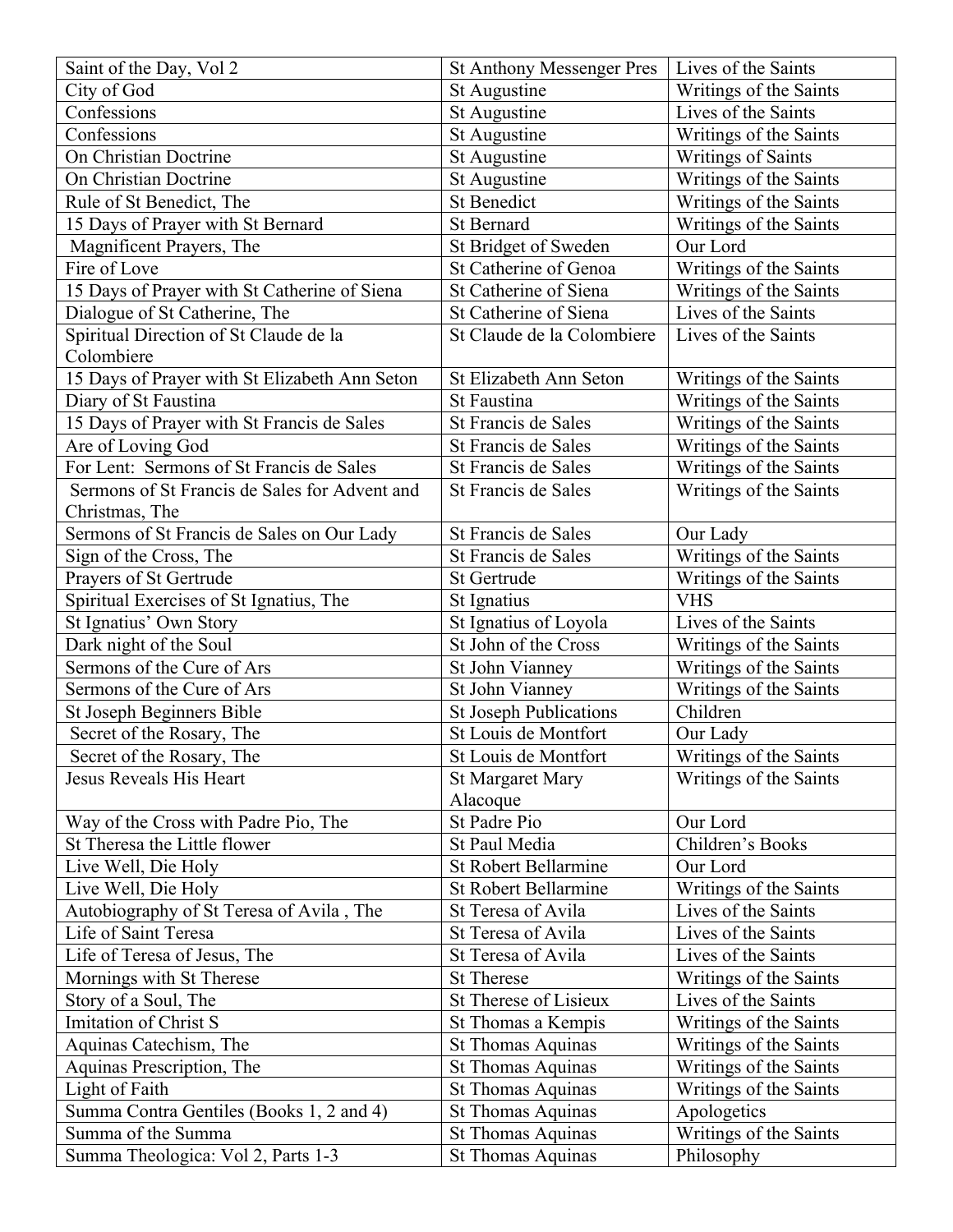| Saint of the Day, Vol 2 | St Anthony Messenger Pres | Lives of the Saints |
|---|---|---|
| City of God | St Augustine | Writings of the Saints |
| Confessions | St Augustine | Lives of the Saints |
| Confessions | St Augustine | Writings of the Saints |
| On Christian Doctrine | St Augustine | Writings of Saints |
| On Christian Doctrine | St Augustine | Writings of the Saints |
| Rule of St Benedict, The | St Benedict | Writings of the Saints |
| 15 Days of Prayer with St Bernard | St Bernard | Writings of the Saints |
| Magnificent Prayers, The | St Bridget of Sweden | Our Lord |
| Fire of Love | St Catherine of Genoa | Writings of the Saints |
| 15 Days of Prayer with St Catherine of Siena | St Catherine of Siena | Writings of the Saints |
| Dialogue of St Catherine, The | St Catherine of Siena | Lives of the Saints |
| Spiritual Direction of St Claude de la Colombiere | St Claude de la Colombiere | Lives of the Saints |
| 15 Days of Prayer with St Elizabeth Ann Seton | St Elizabeth Ann Seton | Writings of the Saints |
| Diary of St Faustina | St Faustina | Writings of the Saints |
| 15 Days of Prayer with St Francis de Sales | St Francis de Sales | Writings of the Saints |
| Are of Loving God | St Francis de Sales | Writings of the Saints |
| For Lent: Sermons of St Francis de Sales | St Francis de Sales | Writings of the Saints |
| Sermons of St Francis de Sales for Advent and Christmas, The | St Francis de Sales | Writings of the Saints |
| Sermons of St Francis de Sales on Our Lady | St Francis de Sales | Our Lady |
| Sign of the Cross, The | St Francis de Sales | Writings of the Saints |
| Prayers of St Gertrude | St Gertrude | Writings of the Saints |
| Spiritual Exercises of St Ignatius, The | St Ignatius | VHS |
| St Ignatius' Own Story | St Ignatius of Loyola | Lives of the Saints |
| Dark night of the Soul | St John of the Cross | Writings of the Saints |
| Sermons of the Cure of Ars | St John Vianney | Writings of the Saints |
| Sermons of the Cure of Ars | St John Vianney | Writings of the Saints |
| St Joseph Beginners Bible | St Joseph Publications | Children |
| Secret of the Rosary, The | St Louis de Montfort | Our Lady |
| Secret of the Rosary, The | St Louis de Montfort | Writings of the Saints |
| Jesus Reveals His Heart | St Margaret Mary Alacoque | Writings of the Saints |
| Way of the Cross with Padre Pio, The | St Padre Pio | Our Lord |
| St Theresa the Little flower | St Paul Media | Children's Books |
| Live Well, Die Holy | St Robert Bellarmine | Our Lord |
| Live Well, Die Holy | St Robert Bellarmine | Writings of the Saints |
| Autobiography of St Teresa of Avila , The | St Teresa of Avila | Lives of the Saints |
| Life of Saint Teresa | St Teresa of Avila | Lives of the Saints |
| Life of Teresa of Jesus, The | St Teresa of Avila | Lives of the Saints |
| Mornings with St Therese | St Therese | Writings of the Saints |
| Story of a Soul, The | St Therese of Lisieux | Lives of the Saints |
| Imitation of Christ S | St Thomas a Kempis | Writings of the Saints |
| Aquinas Catechism, The | St Thomas Aquinas | Writings of the Saints |
| Aquinas Prescription, The | St Thomas Aquinas | Writings of the Saints |
| Light of Faith | St Thomas Aquinas | Writings of the Saints |
| Summa Contra Gentiles (Books 1, 2 and 4) | St Thomas Aquinas | Apologetics |
| Summa of the Summa | St Thomas Aquinas | Writings of the Saints |
| Summa Theologica: Vol 2, Parts 1-3 | St Thomas Aquinas | Philosophy |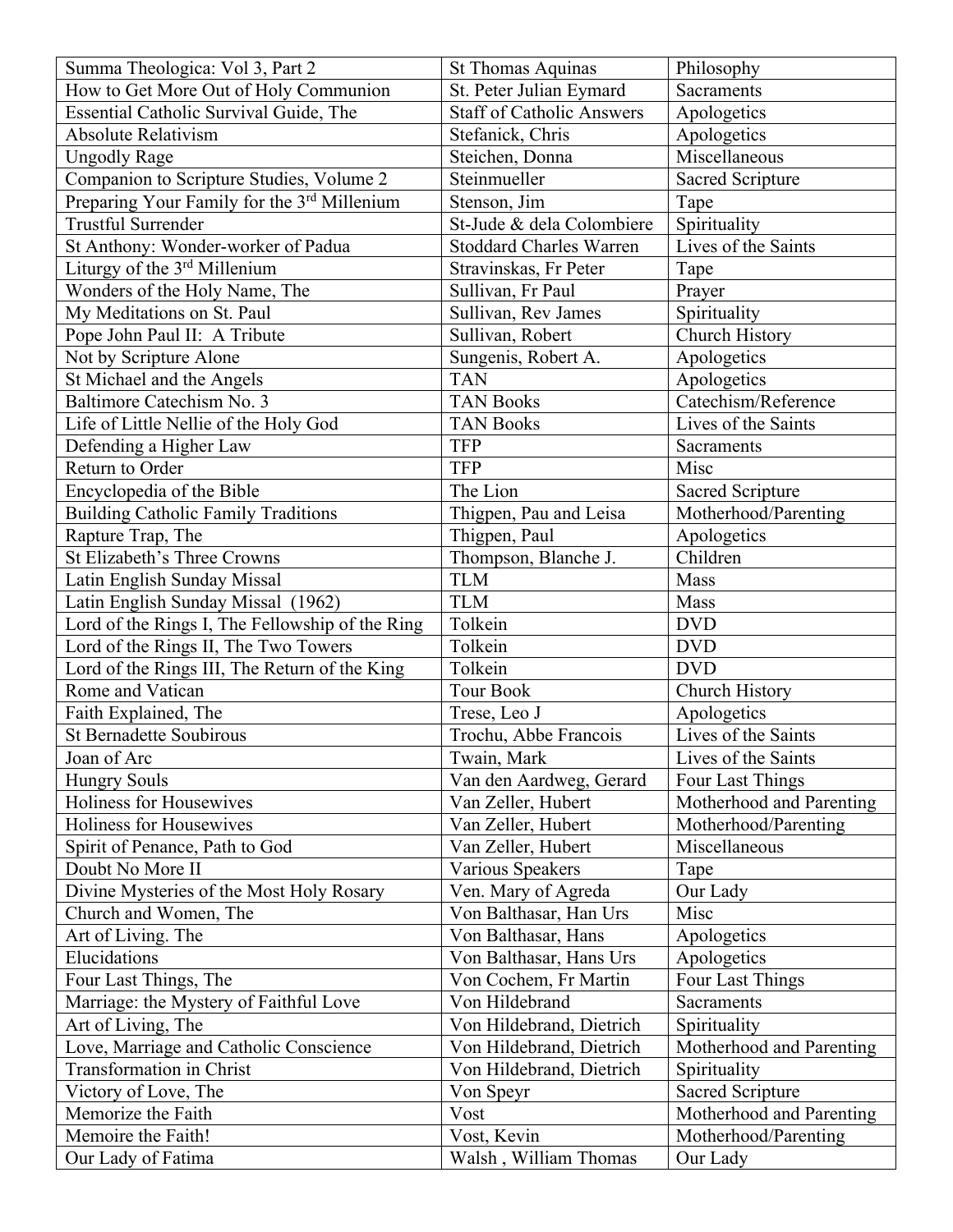| Summa Theologica: Vol 3, Part 2 | St Thomas Aquinas | Philosophy |
|---|---|---|
| How to Get More Out of Holy Communion | St. Peter Julian Eymard | Sacraments |
| Essential Catholic Survival Guide, The | Staff of Catholic Answers | Apologetics |
| Absolute Relativism | Stefanick, Chris | Apologetics |
| Ungodly Rage | Steichen, Donna | Miscellaneous |
| Companion to Scripture Studies, Volume 2 | Steinmueller | Sacred Scripture |
| Preparing Your Family for the 3rd Millenium | Stenson, Jim | Tape |
| Trustful Surrender | St-Jude & dela Colombiere | Spirituality |
| St Anthony: Wonder-worker of Padua | Stoddard Charles Warren | Lives of the Saints |
| Liturgy of the 3rd Millenium | Stravinskas, Fr Peter | Tape |
| Wonders of the Holy Name, The | Sullivan, Fr Paul | Prayer |
| My Meditations on St. Paul | Sullivan, Rev James | Spirituality |
| Pope John Paul II: A Tribute | Sullivan, Robert | Church History |
| Not by Scripture Alone | Sungenis, Robert A. | Apologetics |
| St Michael and the Angels | TAN | Apologetics |
| Baltimore Catechism No. 3 | TAN Books | Catechism/Reference |
| Life of Little Nellie of the Holy God | TAN Books | Lives of the Saints |
| Defending a Higher Law | TFP | Sacraments |
| Return to Order | TFP | Misc |
| Encyclopedia of the Bible | The Lion | Sacred Scripture |
| Building Catholic Family Traditions | Thigpen, Pau and Leisa | Motherhood/Parenting |
| Rapture Trap, The | Thigpen, Paul | Apologetics |
| St Elizabeth's Three Crowns | Thompson, Blanche J. | Children |
| Latin English Sunday Missal | TLM | Mass |
| Latin English Sunday Missal (1962) | TLM | Mass |
| Lord of the Rings I, The Fellowship of the Ring | Tolkein | DVD |
| Lord of the Rings II, The Two Towers | Tolkein | DVD |
| Lord of the Rings III, The Return of the King | Tolkein | DVD |
| Rome and Vatican | Tour Book | Church History |
| Faith Explained, The | Trese, Leo J | Apologetics |
| St Bernadette Soubirous | Trochu, Abbe Francois | Lives of the Saints |
| Joan of Arc | Twain, Mark | Lives of the Saints |
| Hungry Souls | Van den Aardweg, Gerard | Four Last Things |
| Holiness for Housewives | Van Zeller, Hubert | Motherhood and Parenting |
| Holiness for Housewives | Van Zeller, Hubert | Motherhood/Parenting |
| Spirit of Penance, Path to God | Van Zeller, Hubert | Miscellaneous |
| Doubt No More II | Various Speakers | Tape |
| Divine Mysteries of the Most Holy Rosary | Ven. Mary of Agreda | Our Lady |
| Church and Women, The | Von Balthasar, Han Urs | Misc |
| Art of Living. The | Von Balthasar, Hans | Apologetics |
| Elucidations | Von Balthasar, Hans Urs | Apologetics |
| Four Last Things, The | Von Cochem, Fr Martin | Four Last Things |
| Marriage: the Mystery of Faithful Love | Von Hildebrand | Sacraments |
| Art of Living, The | Von Hildebrand, Dietrich | Spirituality |
| Love, Marriage and Catholic Conscience | Von Hildebrand, Dietrich | Motherhood and Parenting |
| Transformation in Christ | Von Hildebrand, Dietrich | Spirituality |
| Victory of Love, The | Von Speyr | Sacred Scripture |
| Memorize the Faith | Vost | Motherhood and Parenting |
| Memoire the Faith! | Vost, Kevin | Motherhood/Parenting |
| Our Lady of Fatima | Walsh , William Thomas | Our Lady |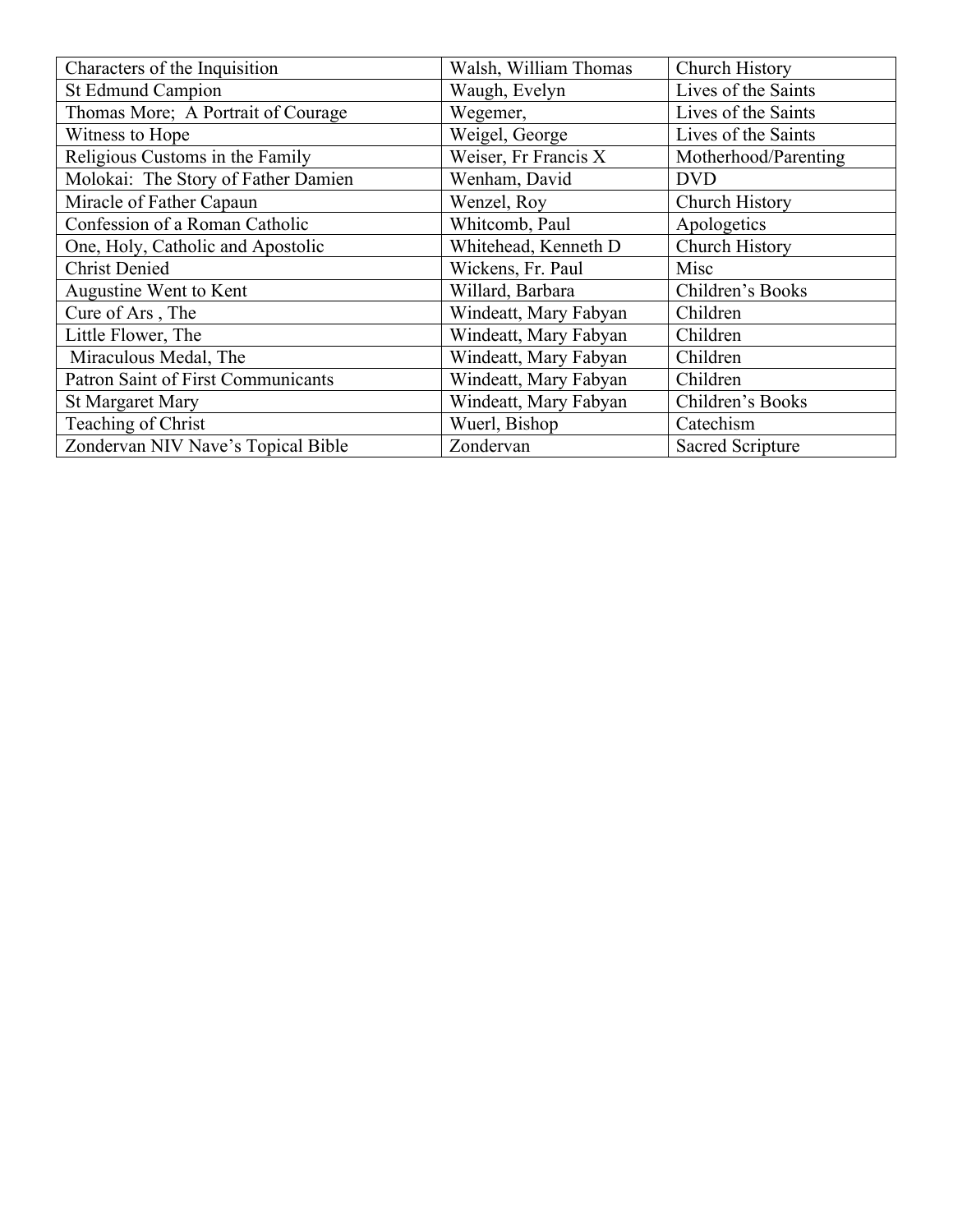| | | |
|---|---|---|
| Characters of the Inquisition | Walsh, William Thomas | Church History |
| St Edmund Campion | Waugh, Evelyn | Lives of the Saints |
| Thomas More;  A Portrait of Courage | Wegemer, | Lives of the Saints |
| Witness to Hope | Weigel, George | Lives of the Saints |
| Religious Customs in the Family | Weiser, Fr Francis X | Motherhood/Parenting |
| Molokai:  The Story of Father Damien | Wenham, David | DVD |
| Miracle of Father Capaun | Wenzel, Roy | Church History |
| Confession of a Roman Catholic | Whitcomb, Paul | Apologetics |
| One, Holy, Catholic and Apostolic | Whitehead, Kenneth D | Church History |
| Christ Denied | Wickens, Fr. Paul | Misc |
| Augustine Went to Kent | Willard, Barbara | Children's Books |
| Cure of Ars , The | Windeatt, Mary Fabyan | Children |
| Little Flower, The | Windeatt, Mary Fabyan | Children |
| Miraculous Medal, The | Windeatt, Mary Fabyan | Children |
| Patron Saint of First Communicants | Windeatt, Mary Fabyan | Children |
| St Margaret Mary | Windeatt, Mary Fabyan | Children's Books |
| Teaching of Christ | Wuerl, Bishop | Catechism |
| Zondervan NIV Nave's Topical Bible | Zondervan | Sacred Scripture |